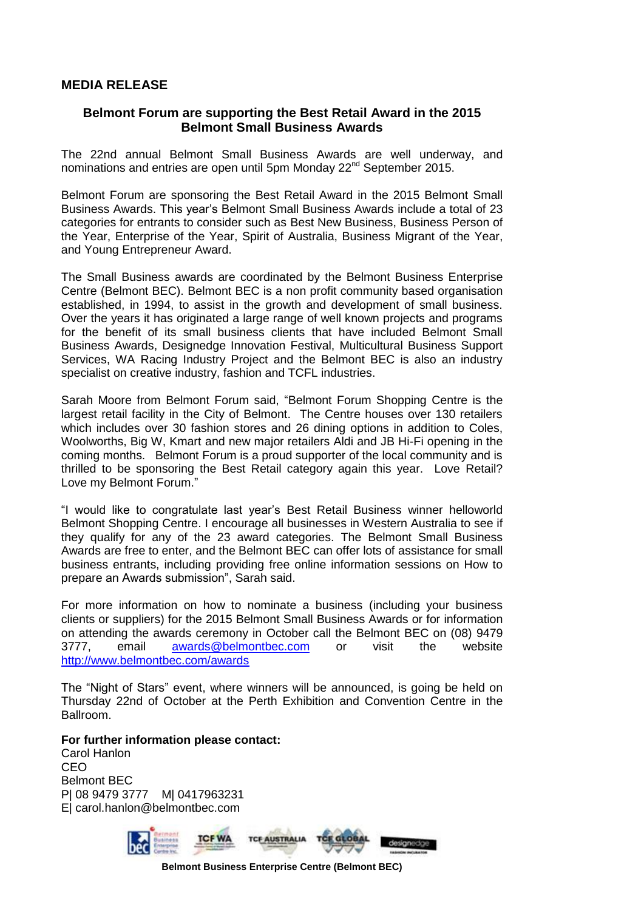# MEDIA RELEASE

## Belmont Forum are supporting the Best Retail Award in the 2015 Belmont Small Business Awards

The 22nd annual Belmont Small Business Awards are well underway, and nominations and entries are open until 5pm Monday 22nd September 2015.

Belmont Forum are sponsoring the Best Retail Award in the 2015 Belmont Small Business Awards. This year's Belmont Small Business Awards include a total of 23 categories for entrants to consider such as Best New Business, Business Person of the Year, Enterprise of the Year, Spirit of Australia, Business Migrant of the Year, and Young Entrepreneur Award.

The Small Business awards are coordinated by the Belmont Business Enterprise Centre (Belmont BEC). Belmont BEC is a non profit community based organisation established, in 1994, to assist in the growth and development of small business. Over the years it has originated a large range of well known projects and programs for the benefit of its small business clients that have included Belmont Small Business Awards, Designedge Innovation Festival, Multicultural Business Support Services, WA Racing Industry Project and the Belmont BEC is also an industry specialist on creative industry, fashion and TCFL industries.

Sarah Moore from Belmont Forum said, "Belmont Forum Shopping Centre is the largest retail facility in the City of Belmont. The Centre houses over 130 retailers which includes over 30 fashion stores and 26 dining options in addition to Coles, Woolworths, Big W, Kmart and new major retailers Aldi and JB Hi-Fi opening in the coming months. Belmont Forum is a proud supporter of the local community and is thrilled to be sponsoring the Best Retail category again this year. Love Retail? Love my Belmont Forum."

"I would like to congratulate last year's Best Retail Business winner helloworld Belmont Shopping Centre. I encourage all businesses in Western Australia to see if they qualify for any of the 23 award categories. The Belmont Small Business Awards are free to enter, and the Belmont BEC can offer lots of assistance for small business entrants, including providing free online information sessions on How to prepare an Awards submission", Sarah said.

For more information on how to nominate a business (including your business clients or suppliers) for the 2015 Belmont Small Business Awards or for information on attending the awards ceremony in October call the Belmont BEC on (08) 9479 3777, email awards@belmontbec.com or visit the website http://www.belmontbec.com/awards

The "Night of Stars" event, where winners will be announced, is going be held on Thursday 22nd of October at the Perth Exhibition and Convention Centre in the Ballroom.

**For further information please contact:**
Carol Hanlon
CEO
Belmont BEC
P| 08 9479 3777 M| 0417963231
E| carol.hanlon@belmontbec.com

**Belmont Business Enterprise Centre (Belmont BEC)**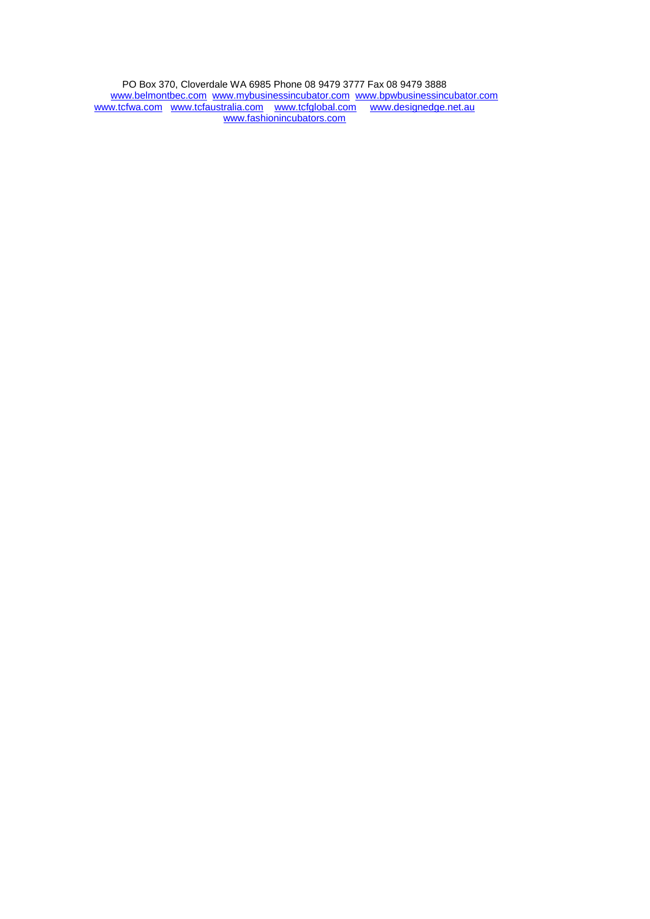PO Box 370, Cloverdale WA 6985 Phone 08 9479 3777 Fax 08 9479 3888
www.belmontbec.com www.mybusinessincubator.com www.bpwbusinessincubator.com
www.tcfwa.com www.tcfaustralia.com www.tcfglobal.com www.designedge.net.au
www.fashionincubators.com